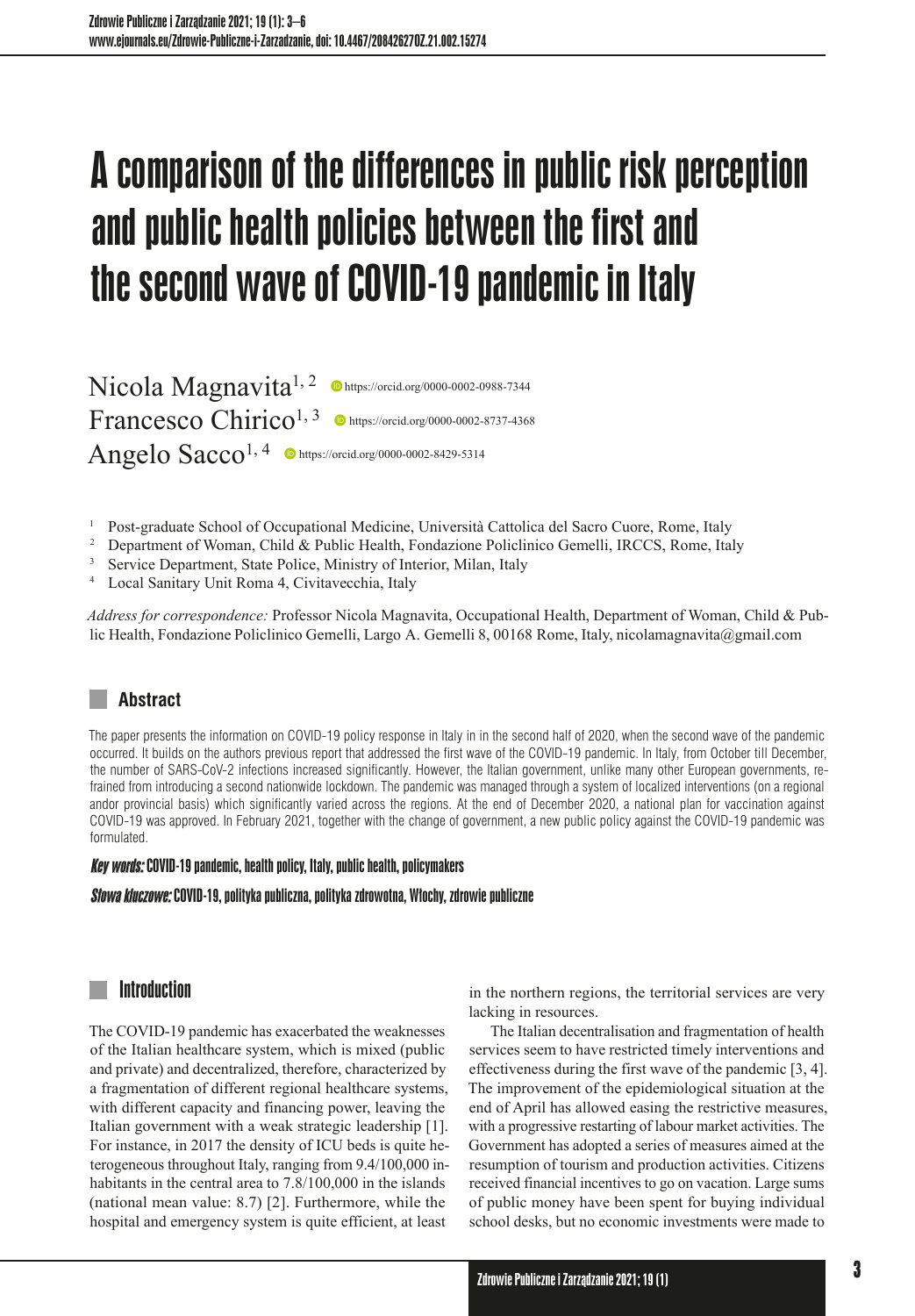# A comparison of the differences in public risk perception and public health policies between the first and the second wave of COVID-19 pandemic in Italy

Nicola Magnavita[1, 2] https://orcid.org/0000-0002-0988-7344

Francesco Chirico[1, 3] https://orcid.org/0000-0002-8737-4368

Angelo Sacco[1, 4] https://orcid.org/0000-0002-8429-5314

[1] Post-graduate School of Occupational Medicine, Università Cattolica del Sacro Cuore, Rome, Italy

[2] Department of Woman, Child & Public Health, Fondazione Policlinico Gemelli, IRCCS, Rome, Italy

[3] Service Department, State Police, Ministry of Interior, Milan, Italy

[4] Local Sanitary Unit Roma 4, Civitavecchia, Italy

*Address for correspondence:* Professor Nicola Magnavita, Occupational Health, Department of Woman, Child & Public Health, Fondazione Policlinico Gemelli, Largo A. Gemelli 8, 00168 Rome, Italy, nicolamagnavita@gmail.com

## Abstract

The paper presents the information on COVID-19 policy response in Italy in in the second half of 2020, when the second wave of the pandemic occurred. It builds on the authors previous report that addressed the first wave of the COVID-19 pandemic. In Italy, from October till December, the number of SARS-CoV-2 infections increased significantly. However, the Italian government, unlike many other European governments, refrained from introducing a second nationwide lockdown. The pandemic was managed through a system of localized interventions (on a regional andor provincial basis) which significantly varied across the regions. At the end of December 2020, a national plan for vaccination against COVID-19 was approved. In February 2021, together with the change of government, a new public policy against the COVID-19 pandemic was formulated.

***Key words:*** **COVID-19 pandemic, health policy, Italy, public health, policymakers**

***Słowa kluczowe:*** **COVID-19, polityka publiczna, polityka zdrowotna, Włochy, zdrowie publiczne**

## Introduction

The COVID-19 pandemic has exacerbated the weaknesses of the Italian healthcare system, which is mixed (public and private) and decentralized, therefore, characterized by a fragmentation of different regional healthcare systems, with different capacity and financing power, leaving the Italian government with a weak strategic leadership [1]. For instance, in 2017 the density of ICU beds is quite heterogeneous throughout Italy, ranging from 9.4/100,000 inhabitants in the central area to 7.8/100,000 in the islands (national mean value: 8.7) [2]. Furthermore, while the hospital and emergency system is quite efficient, at least in the northern regions, the territorial services are very lacking in resources.

The Italian decentralisation and fragmentation of health services seem to have restricted timely interventions and effectiveness during the first wave of the pandemic [3, 4]. The improvement of the epidemiological situation at the end of April has allowed easing the restrictive measures, with a progressive restarting of labour market activities. The Government has adopted a series of measures aimed at the resumption of tourism and production activities. Citizens received financial incentives to go on vacation. Large sums of public money have been spent for buying individual school desks, but no economic investments were made to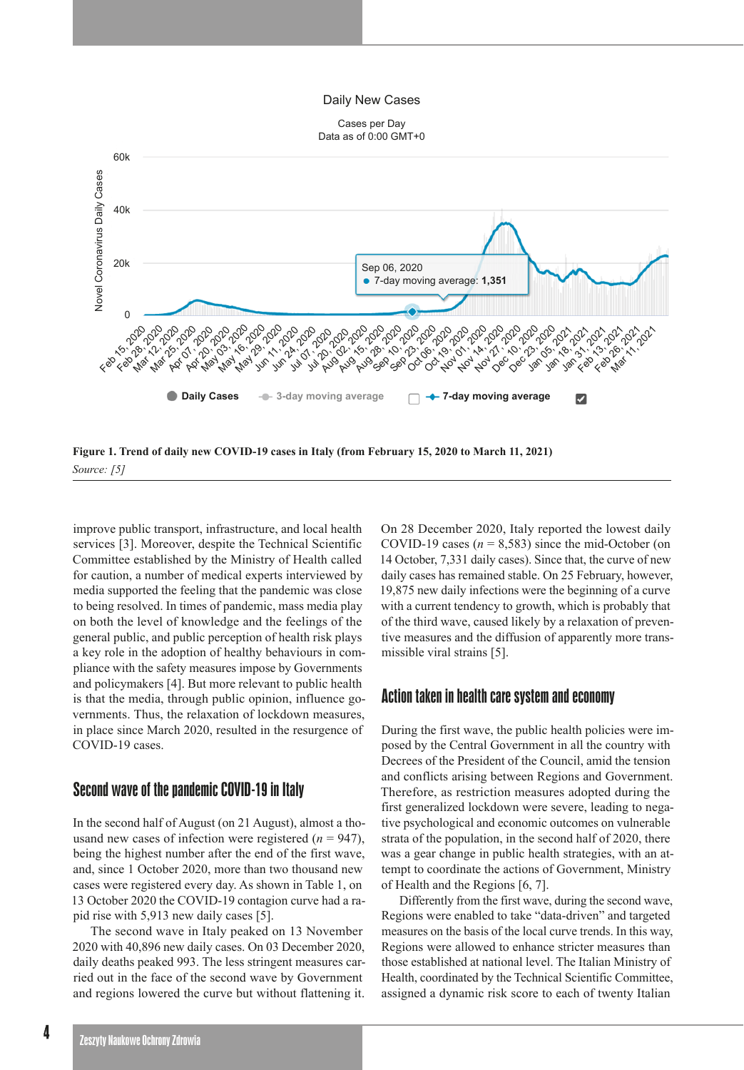Figure 1. **Trend of daily new COVID-19 cases in Italy (from February 15, 2020 to March 11, 2021)**

*Source: [5]*

improve public transport, infrastructure, and local health services [3]. Moreover, despite the Technical Scientific Committee established by the Ministry of Health called for caution, a number of medical experts interviewed by media supported the feeling that the pandemic was close to being resolved. In times of pandemic, mass media play on both the level of knowledge and the feelings of the general public, and public perception of health risk plays a key role in the adoption of healthy behaviours in compliance with the safety measures impose by Governments and policymakers [4]. But more relevant to public health is that the media, through public opinion, influence governments. Thus, the relaxation of lockdown measures, in place since March 2020, resulted in the resurgence of COVID-19 cases.

## Second wave of the pandemic COVID-19 in Italy

In the second half of August (on 21 August), almost a thousand new cases of infection were registered ($n$ = 947), being the highest number after the end of the first wave, and, since 1 October 2020, more than two thousand new cases were registered every day. As shown in Table 1, on 13 October 2020 the COVID-19 contagion curve had a rapid rise with 5,913 new daily cases [5].

The second wave in Italy peaked on 13 November 2020 with 40,896 new daily cases. On 03 December 2020, daily deaths peaked 993. The less stringent measures carried out in the face of the second wave by Government and regions lowered the curve but without flattening it. On 28 December 2020, Italy reported the lowest daily COVID-19 cases ($n$ = 8,583) since the mid-October (on 14 October, 7,331 daily cases). Since that, the curve of new daily cases has remained stable. On 25 February, however, 19,875 new daily infections were the beginning of a curve with a current tendency to growth, which is probably that of the third wave, caused likely by a relaxation of preventive measures and the diffusion of apparently more transmissible viral strains [5].

## Action taken in health care system and economy

During the first wave, the public health policies were imposed by the Central Government in all the country with Decrees of the President of the Council, amid the tension and conflicts arising between Regions and Government. Therefore, as restriction measures adopted during the first generalized lockdown were severe, leading to negative psychological and economic outcomes on vulnerable strata of the population, in the second half of 2020, there was a gear change in public health strategies, with an attempt to coordinate the actions of Government, Ministry of Health and the Regions [6, 7].

Differently from the first wave, during the second wave, Regions were enabled to take "data-driven" and targeted measures on the basis of the local curve trends. In this way, Regions were allowed to enhance stricter measures than those established at national level. The Italian Ministry of Health, coordinated by the Technical Scientific Committee, assigned a dynamic risk score to each of twenty Italian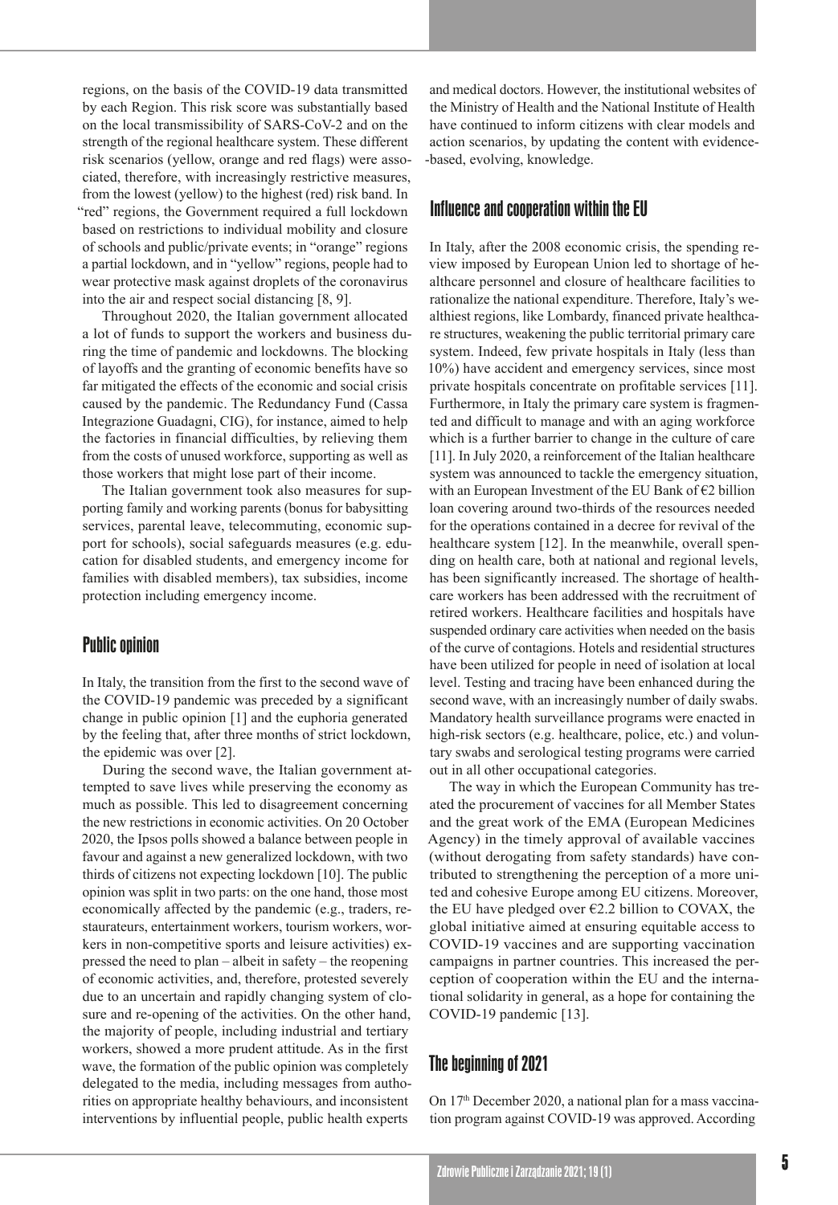regions, on the basis of the COVID-19 data transmitted by each Region. This risk score was substantially based on the local transmissibility of SARS-CoV-2 and on the strength of the regional healthcare system. These different risk scenarios (yellow, orange and red flags) were associated, therefore, with increasingly restrictive measures, from the lowest (yellow) to the highest (red) risk band. In "red" regions, the Government required a full lockdown based on restrictions to individual mobility and closure of schools and public/private events; in "orange" regions a partial lockdown, and in "yellow" regions, people had to wear protective mask against droplets of the coronavirus into the air and respect social distancing [8, 9].

Throughout 2020, the Italian government allocated a lot of funds to support the workers and business during the time of pandemic and lockdowns. The blocking of layoffs and the granting of economic benefits have so far mitigated the effects of the economic and social crisis caused by the pandemic. The Redundancy Fund (Cassa Integrazione Guadagni, CIG), for instance, aimed to help the factories in financial difficulties, by relieving them from the costs of unused workforce, supporting as well as those workers that might lose part of their income.

The Italian government took also measures for supporting family and working parents (bonus for babysitting services, parental leave, telecommuting, economic support for schools), social safeguards measures (e.g. education for disabled students, and emergency income for families with disabled members), tax subsidies, income protection including emergency income.

## Public opinion

In Italy, the transition from the first to the second wave of the COVID-19 pandemic was preceded by a significant change in public opinion [1] and the euphoria generated by the feeling that, after three months of strict lockdown, the epidemic was over [2].

During the second wave, the Italian government attempted to save lives while preserving the economy as much as possible. This led to disagreement concerning the new restrictions in economic activities. On 20 October 2020, the Ipsos polls showed a balance between people in favour and against a new generalized lockdown, with two thirds of citizens not expecting lockdown [10]. The public opinion was split in two parts: on the one hand, those most economically affected by the pandemic (e.g., traders, restaurateurs, entertainment workers, tourism workers, workers in non-competitive sports and leisure activities) expressed the need to plan – albeit in safety – the reopening of economic activities, and, therefore, protested severely due to an uncertain and rapidly changing system of closure and re-opening of the activities. On the other hand, the majority of people, including industrial and tertiary workers, showed a more prudent attitude. As in the first wave, the formation of the public opinion was completely delegated to the media, including messages from authorities on appropriate healthy behaviours, and inconsistent interventions by influential people, public health experts and medical doctors. However, the institutional websites of the Ministry of Health and the National Institute of Health have continued to inform citizens with clear models and action scenarios, by updating the content with evidence-based, evolving, knowledge.

## Influence and cooperation within the EU

In Italy, after the 2008 economic crisis, the spending review imposed by European Union led to shortage of healthcare personnel and closure of healthcare facilities to rationalize the national expenditure. Therefore, Italy's wealthiest regions, like Lombardy, financed private healthcare structures, weakening the public territorial primary care system. Indeed, few private hospitals in Italy (less than 10%) have accident and emergency services, since most private hospitals concentrate on profitable services [11]. Furthermore, in Italy the primary care system is fragmented and difficult to manage and with an aging workforce which is a further barrier to change in the culture of care [11]. In July 2020, a reinforcement of the Italian healthcare system was announced to tackle the emergency situation, with an European Investment of the EU Bank of €2 billion loan covering around two-thirds of the resources needed for the operations contained in a decree for revival of the healthcare system [12]. In the meanwhile, overall spending on health care, both at national and regional levels, has been significantly increased. The shortage of healthcare workers has been addressed with the recruitment of retired workers. Healthcare facilities and hospitals have suspended ordinary care activities when needed on the basis of the curve of contagions. Hotels and residential structures have been utilized for people in need of isolation at local level. Testing and tracing have been enhanced during the second wave, with an increasingly number of daily swabs. Mandatory health surveillance programs were enacted in high-risk sectors (e.g. healthcare, police, etc.) and voluntary swabs and serological testing programs were carried out in all other occupational categories.

The way in which the European Community has treated the procurement of vaccines for all Member States and the great work of the EMA (European Medicines Agency) in the timely approval of available vaccines (without derogating from safety standards) have contributed to strengthening the perception of a more united and cohesive Europe among EU citizens. Moreover, the EU have pledged over €2.2 billion to COVAX, the global initiative aimed at ensuring equitable access to COVID-19 vaccines and are supporting vaccination campaigns in partner countries. This increased the perception of cooperation within the EU and the international solidarity in general, as a hope for containing the COVID-19 pandemic [13].

## The beginning of 2021

On 17th December 2020, a national plan for a mass vaccination program against COVID-19 was approved. According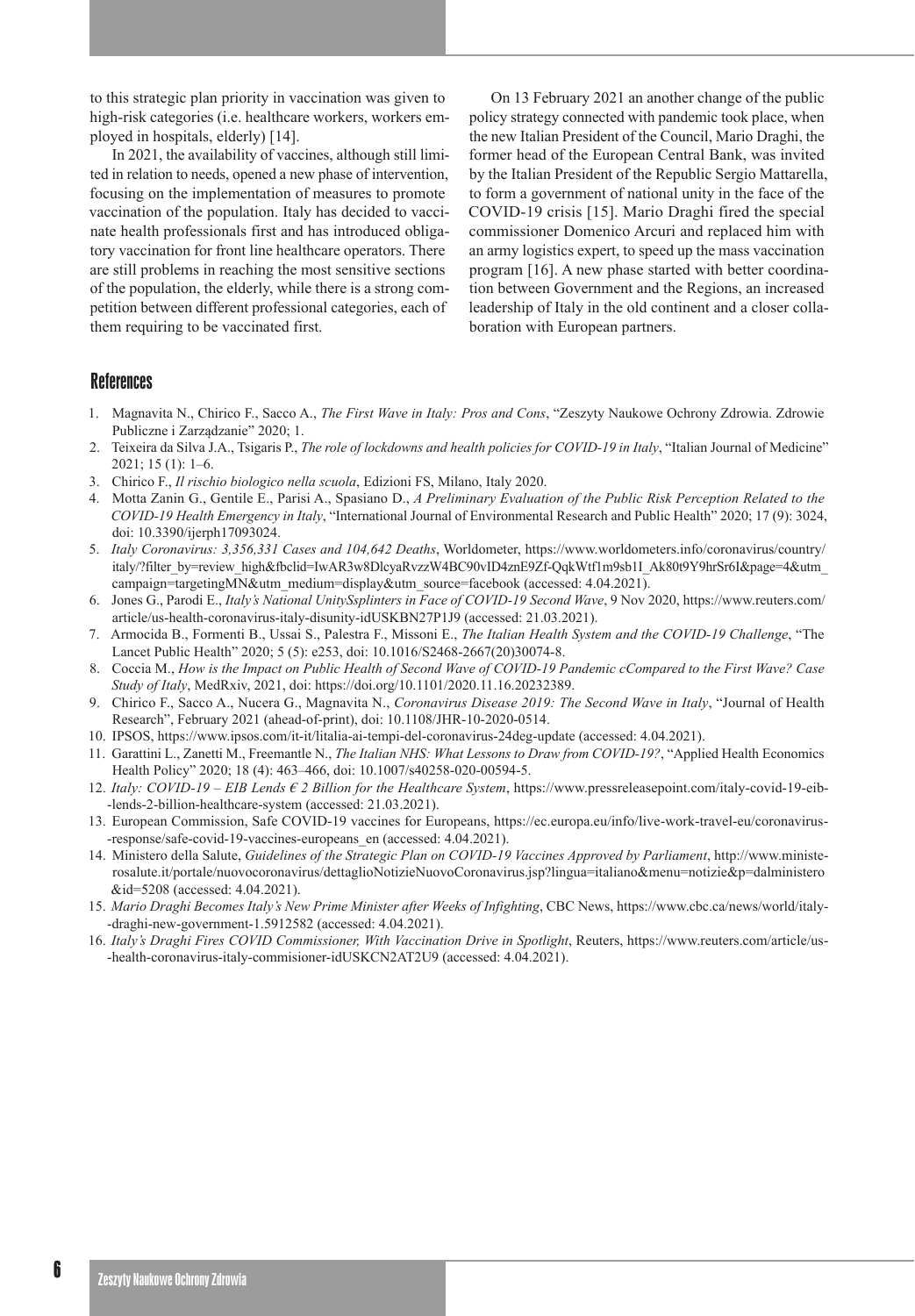to this strategic plan priority in vaccination was given to high-risk categories (i.e. healthcare workers, workers employed in hospitals, elderly) [14].

In 2021, the availability of vaccines, although still limited in relation to needs, opened a new phase of intervention, focusing on the implementation of measures to promote vaccination of the population. Italy has decided to vaccinate health professionals first and has introduced obligatory vaccination for front line healthcare operators. There are still problems in reaching the most sensitive sections of the population, the elderly, while there is a strong competition between different professional categories, each of them requiring to be vaccinated first.

On 13 February 2021 an another change of the public policy strategy connected with pandemic took place, when the new Italian President of the Council, Mario Draghi, the former head of the European Central Bank, was invited by the Italian President of the Republic Sergio Mattarella, to form a government of national unity in the face of the COVID-19 crisis [15]. Mario Draghi fired the special commissioner Domenico Arcuri and replaced him with an army logistics expert, to speed up the mass vaccination program [16]. A new phase started with better coordination between Government and the Regions, an increased leadership of Italy in the old continent and a closer collaboration with European partners.

## References

1. Magnavita N., Chirico F., Sacco A., *The First Wave in Italy: Pros and Cons*, "Zeszyty Naukowe Ochrony Zdrowia. Zdrowie Publiczne i Zarządzanie" 2020; 1.
2. Teixeira da Silva J.A., Tsigaris P., *The role of lockdowns and health policies for COVID-19 in Italy*, "Italian Journal of Medicine" 2021; 15 (1): 1–6.
3. Chirico F., *Il rischio biologico nella scuola*, Edizioni FS, Milano, Italy 2020.
4. Motta Zanin G., Gentile E., Parisi A., Spasiano D., *A Preliminary Evaluation of the Public Risk Perception Related to the COVID-19 Health Emergency in Italy*, "International Journal of Environmental Research and Public Health" 2020; 17 (9): 3024, doi: 10.3390/ijerph17093024.
5. *Italy Coronavirus: 3,356,331 Cases and 104,642 Deaths*, Worldometer, https://www.worldometers.info/coronavirus/country/italy/?filter_by=review_high&fbclid=IwAR3w8DlcyaRvzzW4BC90vID4znE9Zf-QqkWtf1m9sb1I_Ak80t9Y9hrSr6I&page=4&utm_campaign=targetingMN&utm_medium=display&utm_source=facebook (accessed: 4.04.2021).
6. Jones G., Parodi E., *Italy's National UnitySsplinters in Face of COVID-19 Second Wave*, 9 Nov 2020, https://www.reuters.com/article/us-health-coronavirus-italy-disunity-idUSKBN27P1J9 (accessed: 21.03.2021).
7. Armocida B., Formenti B., Ussai S., Palestra F., Missoni E., *The Italian Health System and the COVID-19 Challenge*, "The Lancet Public Health" 2020; 5 (5): e253, doi: 10.1016/S2468-2667(20)30074-8.
8. Coccia M., *How is the Impact on Public Health of Second Wave of COVID-19 Pandemic cCompared to the First Wave? Case Study of Italy*, MedRxiv, 2021, doi: https://doi.org/10.1101/2020.11.16.20232389.
9. Chirico F., Sacco A., Nucera G., Magnavita N., *Coronavirus Disease 2019: The Second Wave in Italy*, "Journal of Health Research", February 2021 (ahead-of-print), doi: 10.1108/JHR-10-2020-0514.
10. IPSOS, https://www.ipsos.com/it-it/litalia-ai-tempi-del-coronavirus-24deg-update (accessed: 4.04.2021).
11. Garattini L., Zanetti M., Freemantle N., *The Italian NHS: What Lessons to Draw from COVID-19?*, "Applied Health Economics Health Policy" 2020; 18 (4): 463–466, doi: 10.1007/s40258-020-00594-5.
12. *Italy: COVID-19 – EIB Lends € 2 Billion for the Healthcare System*, https://www.pressreleasepoint.com/italy-covid-19-eib-lends-2-billion-healthcare-system (accessed: 21.03.2021).
13. European Commission, Safe COVID-19 vaccines for Europeans, https://ec.europa.eu/info/live-work-travel-eu/coronavirus-response/safe-covid-19-vaccines-europeans_en (accessed: 4.04.2021).
14. Ministero della Salute, *Guidelines of the Strategic Plan on COVID-19 Vaccines Approved by Parliament*, http://www.ministerosalute.it/portale/nuovocoronavirus/dettaglioNotizieNuovoCoronavirus.jsp?lingua=italiano&menu=notizie&p=dalministero&id=5208 (accessed: 4.04.2021).
15. *Mario Draghi Becomes Italy's New Prime Minister after Weeks of Infighting*, CBC News, https://www.cbc.ca/news/world/italy-draghi-new-government-1.5912582 (accessed: 4.04.2021).
16. *Italy's Draghi Fires COVID Commissioner, With Vaccination Drive in Spotlight*, Reuters, https://www.reuters.com/article/us-health-coronavirus-italy-commisioner-idUSKCN2AT2U9 (accessed: 4.04.2021).